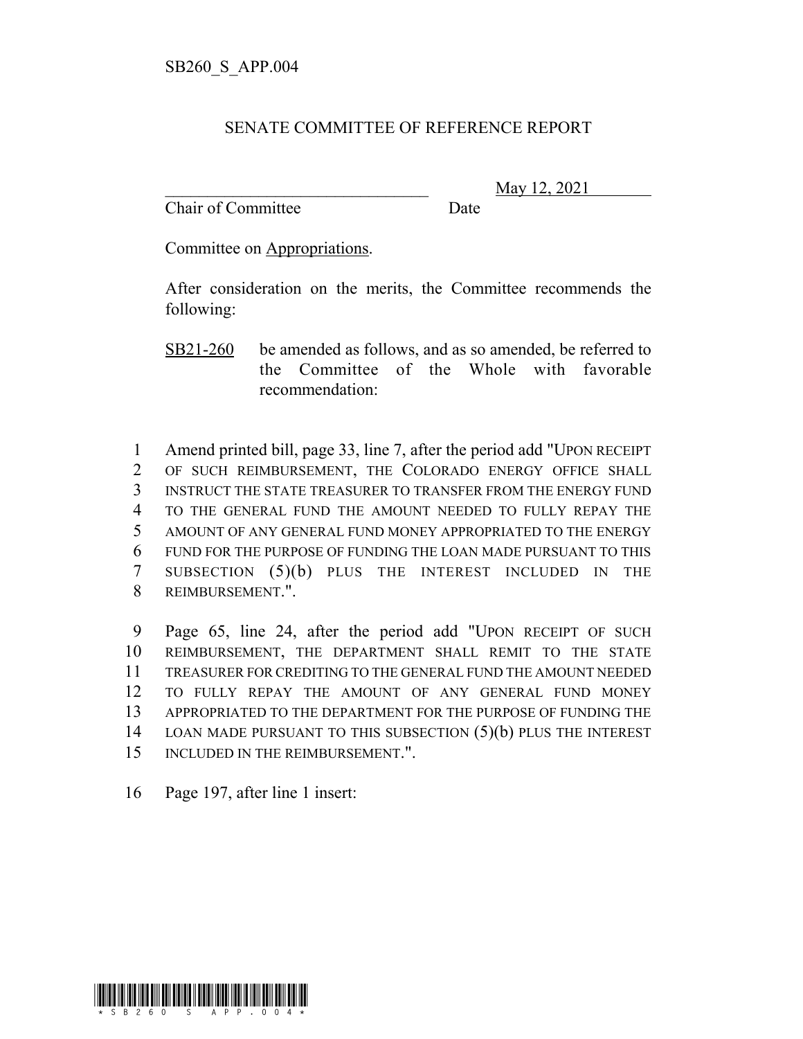SB260_S_APP.004

# SENATE COMMITTEE OF REFERENCE REPORT

_______________________________ May 12, 2021
Chair of Committee Date

Committee on Appropriations.

After consideration on the merits, the Committee recommends the following:

SB21-260 be amended as follows, and as so amended, be referred to the Committee of the Whole with favorable recommendation:

1 Amend printed bill, page 33, line 7, after the period add "UPON RECEIPT
2 OF SUCH REIMBURSEMENT, THE COLORADO ENERGY OFFICE SHALL
3 INSTRUCT THE STATE TREASURER TO TRANSFER FROM THE ENERGY FUND
4 TO THE GENERAL FUND THE AMOUNT NEEDED TO FULLY REPAY THE
5 AMOUNT OF ANY GENERAL FUND MONEY APPROPRIATED TO THE ENERGY
6 FUND FOR THE PURPOSE OF FUNDING THE LOAN MADE PURSUANT TO THIS
7 SUBSECTION (5)(b) PLUS THE INTEREST INCLUDED IN THE
8 REIMBURSEMENT.".

9 Page 65, line 24, after the period add "UPON RECEIPT OF SUCH
10 REIMBURSEMENT, THE DEPARTMENT SHALL REMIT TO THE STATE
11 TREASURER FOR CREDITING TO THE GENERAL FUND THE AMOUNT NEEDED
12 TO FULLY REPAY THE AMOUNT OF ANY GENERAL FUND MONEY
13 APPROPRIATED TO THE DEPARTMENT FOR THE PURPOSE OF FUNDING THE
14 LOAN MADE PURSUANT TO THIS SUBSECTION (5)(b) PLUS THE INTEREST
15 INCLUDED IN THE REIMBURSEMENT.".

16 Page 197, after line 1 insert: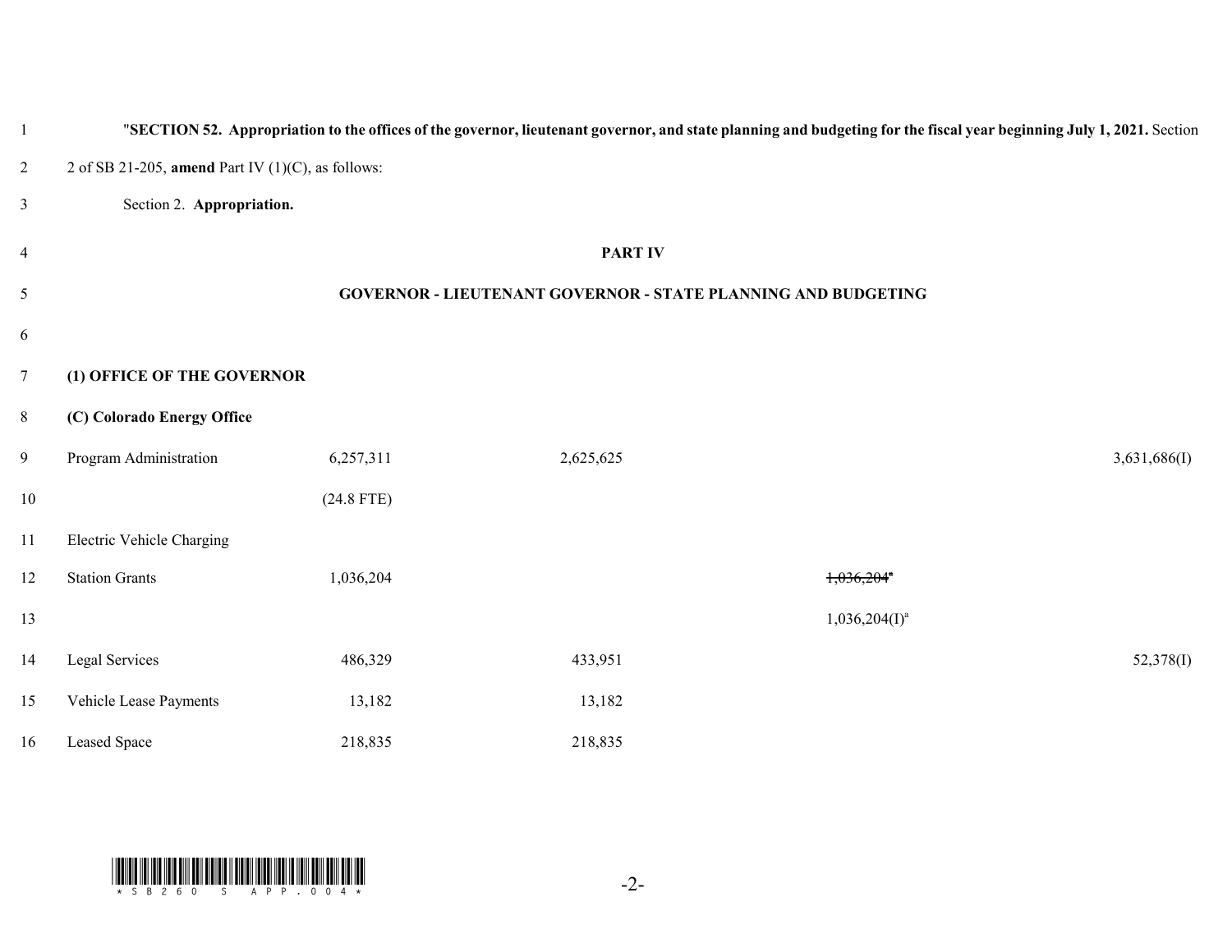"**SECTION 52. Appropriation to the offices of the governor, lieutenant governor, and state planning and budgeting for the fiscal year beginning July 1, 2021.** Section 2 of SB 21-205, **amend** Part IV (1)(C), as follows:

Section 2. **Appropriation.**

**PART IV**

**GOVERNOR - LIEUTENANT GOVERNOR - STATE PLANNING AND BUDGETING**

**(1) OFFICE OF THE GOVERNOR**

**(C) Colorado Energy Office**

| | | | | |
|---|---|---|---|---|
| Program Administration | 6,257,311 | 2,625,625 | | 3,631,686(I) |
| | (24.8 FTE) | | | |
| Electric Vehicle Charging Station Grants | 1,036,204 | | ~~1,036,204[a]~~ | |
| | | | 1,036,204(I)[a] | |
| Legal Services | 486,329 | 433,951 | | 52,378(I) |
| Vehicle Lease Payments | 13,182 | 13,182 | | |
| Leased Space | 218,835 | 218,835 | | |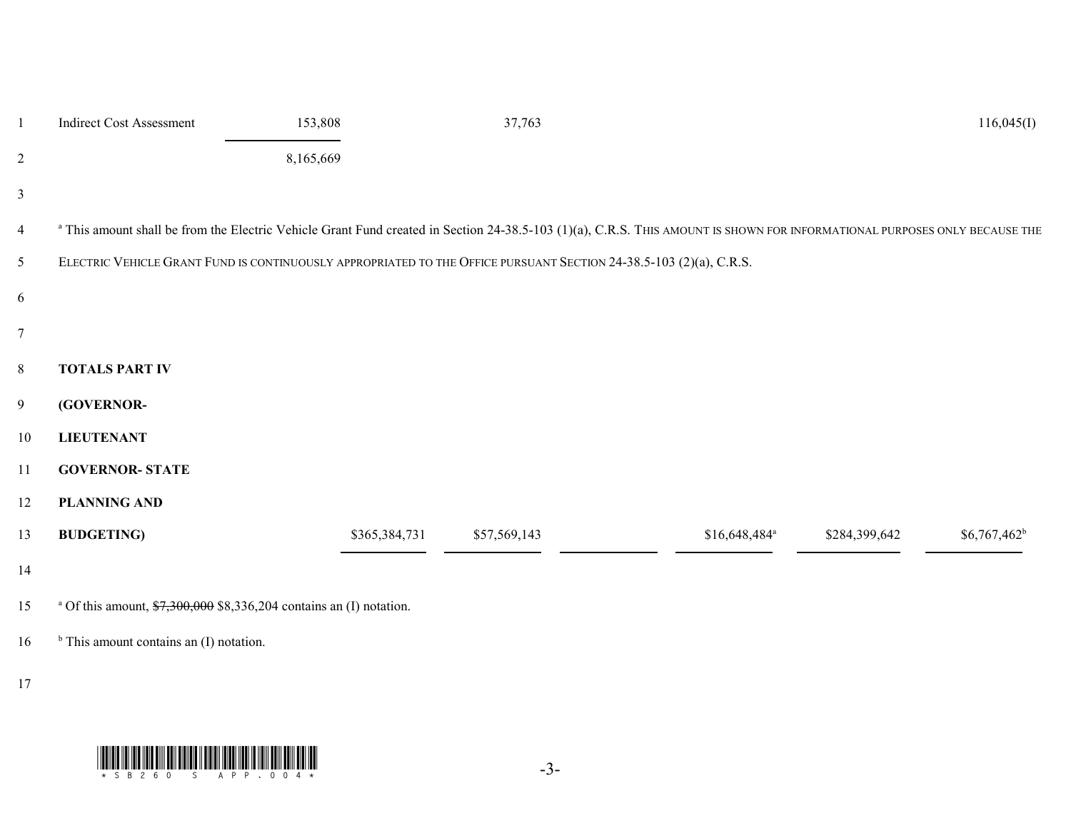| | | | | | | | |
|---|---|---|---|---|---|---|---|
| Indirect Cost Assessment | 153,808 | | 37,763 | | | | 116,045(I) |
| | 8,165,669 | | | | | | |

[a] This amount shall be from the Electric Vehicle Grant Fund created in Section 24-38.5-103 (1)(a), C.R.S. THIS AMOUNT IS SHOWN FOR INFORMATIONAL PURPOSES ONLY BECAUSE THE ELECTRIC VEHICLE GRANT FUND IS CONTINUOUSLY APPROPRIATED TO THE OFFICE PURSUANT SECTION 24-38.5-103 (2)(a), C.R.S.

| | | | | | | | |
|---|---|---|---|---|---|---|---|
| **TOTALS PART IV (GOVERNOR- LIEUTENANT GOVERNOR- STATE PLANNING AND BUDGETING)** | | $365,384,731 | $57,569,143 | | $16,648,484[a] | $284,399,642 | $6,767,462[b] |

[a] Of this amount, ~~$7,300,000~~ $8,336,204 contains an (I) notation.

[b] This amount contains an (I) notation.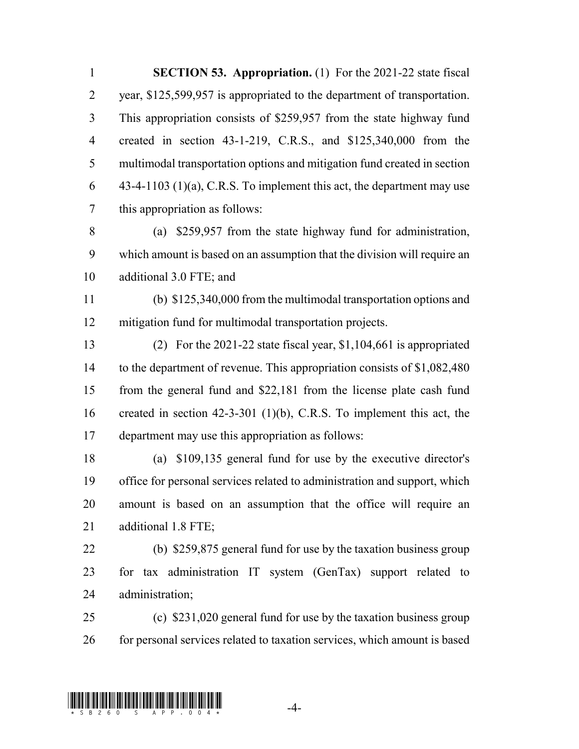**SECTION 53. Appropriation.** (1) For the 2021-22 state fiscal year, $125,599,957 is appropriated to the department of transportation. This appropriation consists of $259,957 from the state highway fund created in section 43-1-219, C.R.S., and $125,340,000 from the multimodal transportation options and mitigation fund created in section 43-4-1103 (1)(a), C.R.S. To implement this act, the department may use this appropriation as follows:

(a) $259,957 from the state highway fund for administration, which amount is based on an assumption that the division will require an additional 3.0 FTE; and

(b) $125,340,000 from the multimodal transportation options and mitigation fund for multimodal transportation projects.

(2) For the 2021-22 state fiscal year, $1,104,661 is appropriated to the department of revenue. This appropriation consists of $1,082,480 from the general fund and $22,181 from the license plate cash fund created in section 42-3-301 (1)(b), C.R.S. To implement this act, the department may use this appropriation as follows:

(a) $109,135 general fund for use by the executive director's office for personal services related to administration and support, which amount is based on an assumption that the office will require an additional 1.8 FTE;

(b) $259,875 general fund for use by the taxation business group for tax administration IT system (GenTax) support related to administration;

(c) $231,020 general fund for use by the taxation business group for personal services related to taxation services, which amount is based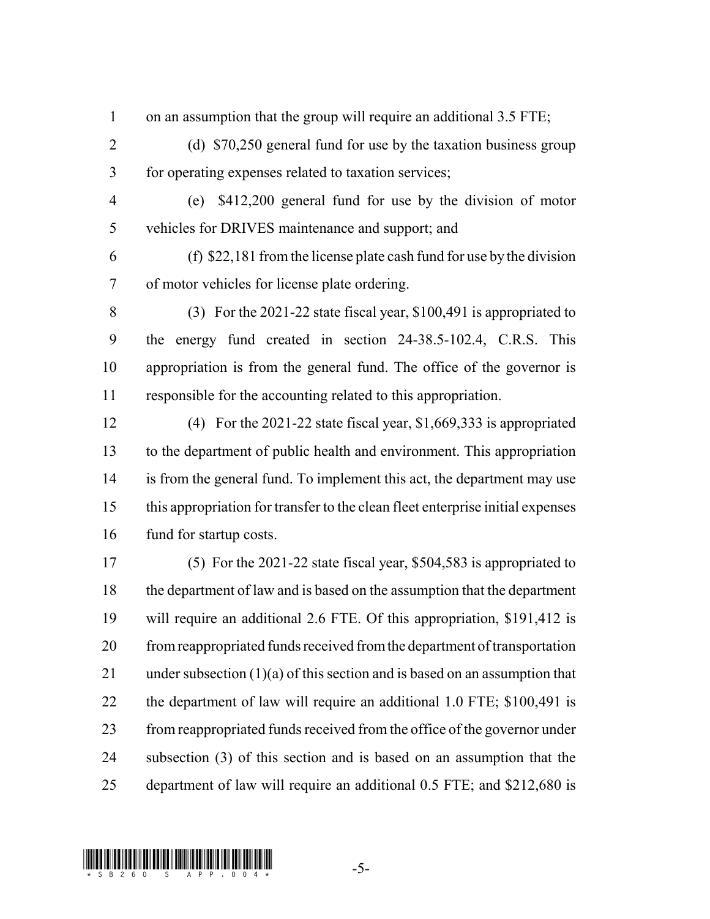on an assumption that the group will require an additional 3.5 FTE;

(d) $70,250 general fund for use by the taxation business group for operating expenses related to taxation services;

(e) $412,200 general fund for use by the division of motor vehicles for DRIVES maintenance and support; and

(f) $22,181 from the license plate cash fund for use by the division of motor vehicles for license plate ordering.

(3) For the 2021-22 state fiscal year, $100,491 is appropriated to the energy fund created in section 24-38.5-102.4, C.R.S. This appropriation is from the general fund. The office of the governor is responsible for the accounting related to this appropriation.

(4) For the 2021-22 state fiscal year, $1,669,333 is appropriated to the department of public health and environment. This appropriation is from the general fund. To implement this act, the department may use this appropriation for transfer to the clean fleet enterprise initial expenses fund for startup costs.

(5) For the 2021-22 state fiscal year, $504,583 is appropriated to the department of law and is based on the assumption that the department will require an additional 2.6 FTE. Of this appropriation, $191,412 is from reappropriated funds received from the department of transportation under subsection (1)(a) of this section and is based on an assumption that the department of law will require an additional 1.0 FTE; $100,491 is from reappropriated funds received from the office of the governor under subsection (3) of this section and is based on an assumption that the department of law will require an additional 0.5 FTE; and $212,680 is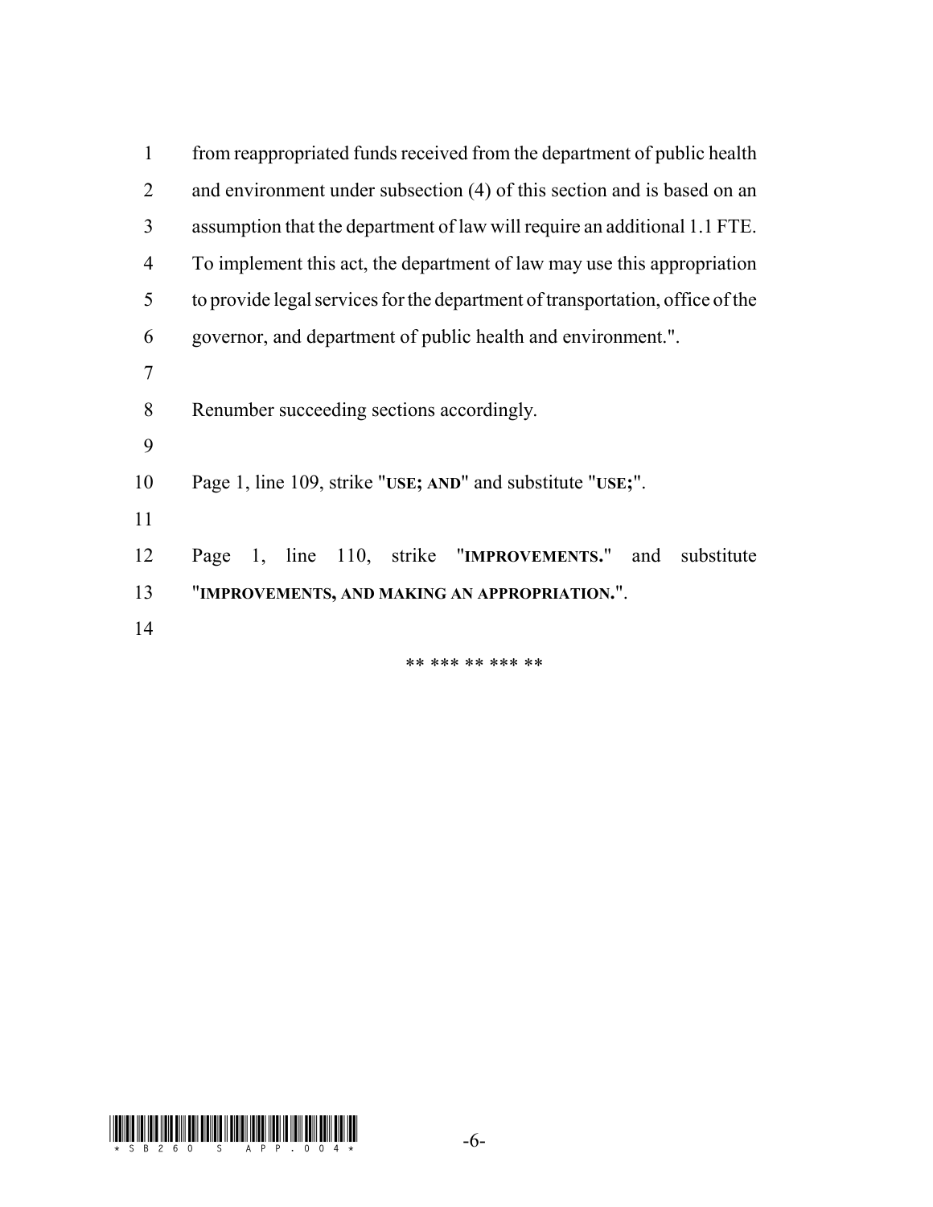from reappropriated funds received from the department of public health and environment under subsection (4) of this section and is based on an assumption that the department of law will require an additional 1.1 FTE. To implement this act, the department of law may use this appropriation to provide legal services for the department of transportation, office of the governor, and department of public health and environment.".

Renumber succeeding sections accordingly.

Page 1, line 109, strike "**USE; AND**" and substitute "**USE;**".

Page 1, line 110, strike "**IMPROVEMENTS.**" and substitute "**IMPROVEMENTS, AND MAKING AN APPROPRIATION.**".

** *** ** *** **